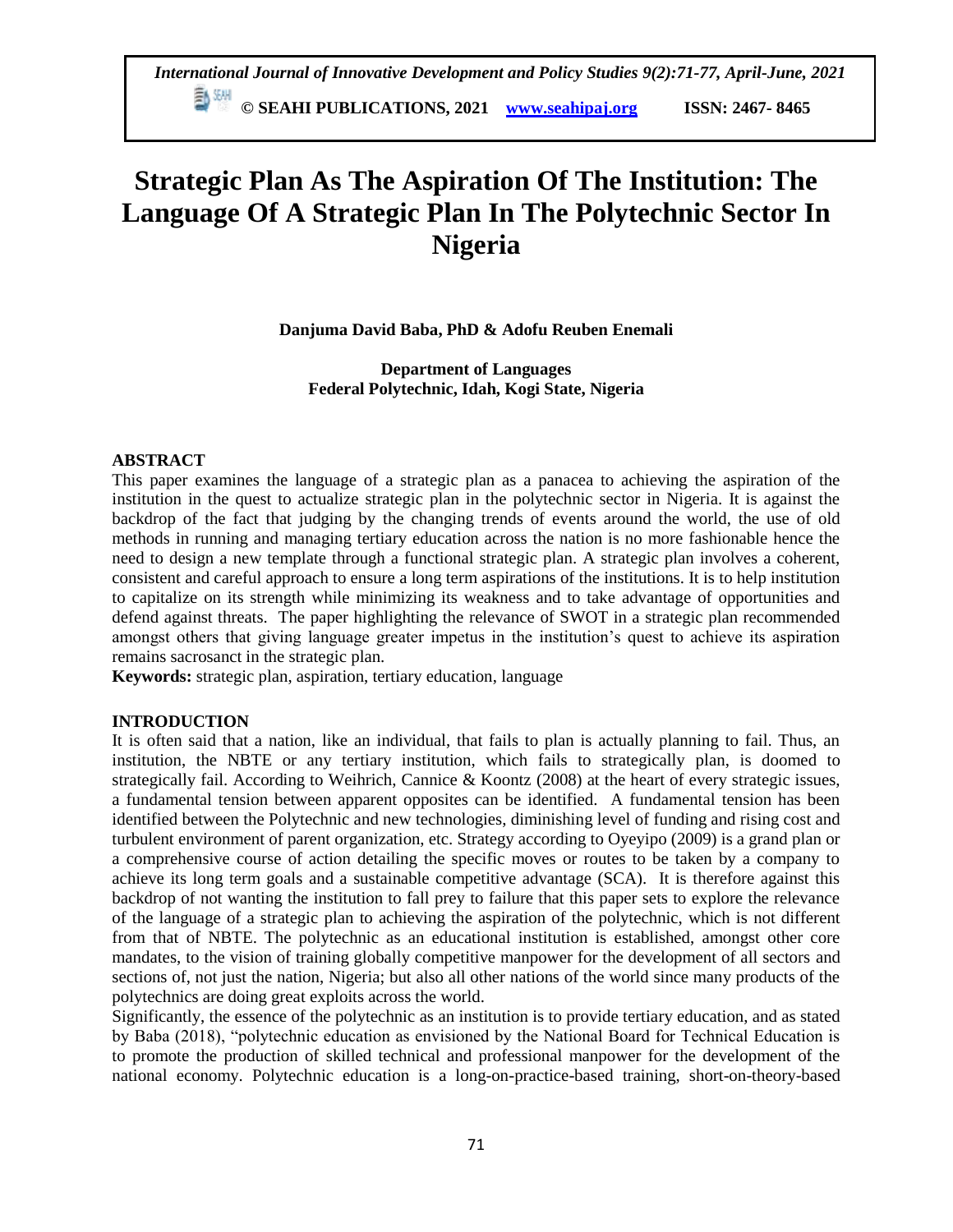# Strategic Plan As The Aspiration Of The Institution: The Language Of A Strategic Plan In The Polytechnic Sector In Nigeria

**Danjuma David Baba, PhD & Adofu Reuben Enemali**

**Department of Languages**
**Federal Polytechnic, Idah, Kogi State, Nigeria**

## ABSTRACT

This paper examines the language of a strategic plan as a panacea to achieving the aspiration of the institution in the quest to actualize strategic plan in the polytechnic sector in Nigeria. It is against the backdrop of the fact that judging by the changing trends of events around the world, the use of old methods in running and managing tertiary education across the nation is no more fashionable hence the need to design a new template through a functional strategic plan. A strategic plan involves a coherent, consistent and careful approach to ensure a long term aspirations of the institutions. It is to help institution to capitalize on its strength while minimizing its weakness and to take advantage of opportunities and defend against threats. The paper highlighting the relevance of SWOT in a strategic plan recommended amongst others that giving language greater impetus in the institution's quest to achieve its aspiration remains sacrosanct in the strategic plan.

**Keywords:** strategic plan, aspiration, tertiary education, language

## INTRODUCTION

It is often said that a nation, like an individual, that fails to plan is actually planning to fail. Thus, an institution, the NBTE or any tertiary institution, which fails to strategically plan, is doomed to strategically fail. According to Weihrich, Cannice & Koontz (2008) at the heart of every strategic issues, a fundamental tension between apparent opposites can be identified. A fundamental tension has been identified between the Polytechnic and new technologies, diminishing level of funding and rising cost and turbulent environment of parent organization, etc. Strategy according to Oyeyipo (2009) is a grand plan or a comprehensive course of action detailing the specific moves or routes to be taken by a company to achieve its long term goals and a sustainable competitive advantage (SCA). It is therefore against this backdrop of not wanting the institution to fall prey to failure that this paper sets to explore the relevance of the language of a strategic plan to achieving the aspiration of the polytechnic, which is not different from that of NBTE. The polytechnic as an educational institution is established, amongst other core mandates, to the vision of training globally competitive manpower for the development of all sectors and sections of, not just the nation, Nigeria; but also all other nations of the world since many products of the polytechnics are doing great exploits across the world.

Significantly, the essence of the polytechnic as an institution is to provide tertiary education, and as stated by Baba (2018), "polytechnic education as envisioned by the National Board for Technical Education is to promote the production of skilled technical and professional manpower for the development of the national economy. Polytechnic education is a long-on-practice-based training, short-on-theory-based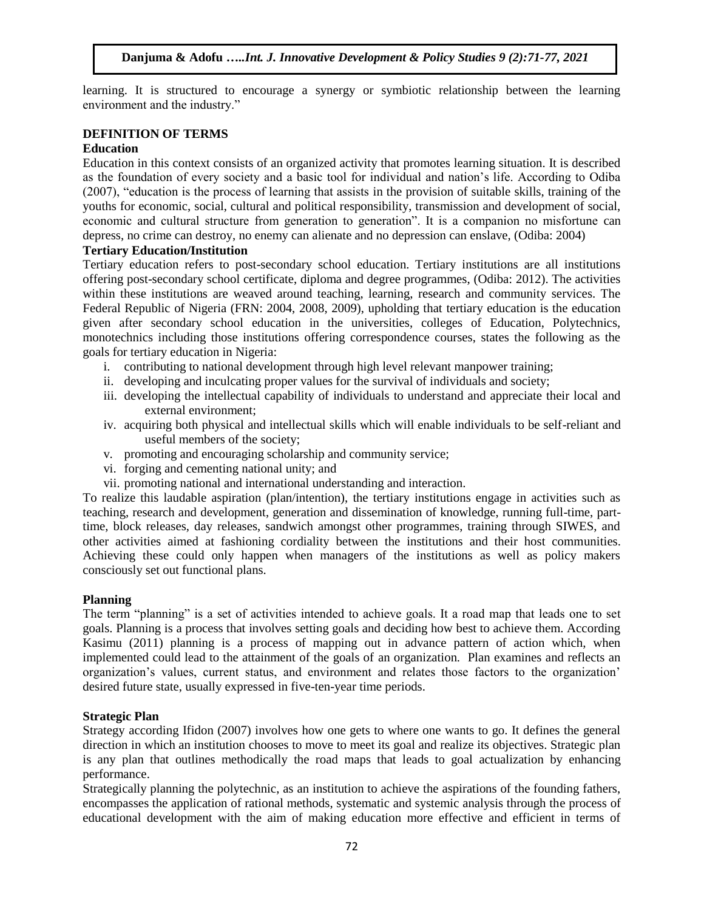learning. It is structured to encourage a synergy or symbiotic relationship between the learning environment and the industry."

## DEFINITION OF TERMS

### Education

Education in this context consists of an organized activity that promotes learning situation. It is described as the foundation of every society and a basic tool for individual and nation's life. According to Odiba (2007), "education is the process of learning that assists in the provision of suitable skills, training of the youths for economic, social, cultural and political responsibility, transmission and development of social, economic and cultural structure from generation to generation". It is a companion no misfortune can depress, no crime can destroy, no enemy can alienate and no depression can enslave, (Odiba: 2004)

### Tertiary Education/Institution

Tertiary education refers to post-secondary school education. Tertiary institutions are all institutions offering post-secondary school certificate, diploma and degree programmes, (Odiba: 2012). The activities within these institutions are weaved around teaching, learning, research and community services. The Federal Republic of Nigeria (FRN: 2004, 2008, 2009), upholding that tertiary education is the education given after secondary school education in the universities, colleges of Education, Polytechnics, monotechnics including those institutions offering correspondence courses, states the following as the goals for tertiary education in Nigeria:

i. contributing to national development through high level relevant manpower training;
ii. developing and inculcating proper values for the survival of individuals and society;
iii. developing the intellectual capability of individuals to understand and appreciate their local and external environment;
iv. acquiring both physical and intellectual skills which will enable individuals to be self-reliant and useful members of the society;
v. promoting and encouraging scholarship and community service;
vi. forging and cementing national unity; and
vii. promoting national and international understanding and interaction.

To realize this laudable aspiration (plan/intention), the tertiary institutions engage in activities such as teaching, research and development, generation and dissemination of knowledge, running full-time, part-time, block releases, day releases, sandwich amongst other programmes, training through SIWES, and other activities aimed at fashioning cordiality between the institutions and their host communities. Achieving these could only happen when managers of the institutions as well as policy makers consciously set out functional plans.

### Planning

The term "planning" is a set of activities intended to achieve goals. It a road map that leads one to set goals. Planning is a process that involves setting goals and deciding how best to achieve them. According Kasimu (2011) planning is a process of mapping out in advance pattern of action which, when implemented could lead to the attainment of the goals of an organization. Plan examines and reflects an organization's values, current status, and environment and relates those factors to the organization' desired future state, usually expressed in five-ten-year time periods.

### Strategic Plan

Strategy according Ifidon (2007) involves how one gets to where one wants to go. It defines the general direction in which an institution chooses to move to meet its goal and realize its objectives. Strategic plan is any plan that outlines methodically the road maps that leads to goal actualization by enhancing performance.

Strategically planning the polytechnic, as an institution to achieve the aspirations of the founding fathers, encompasses the application of rational methods, systematic and systemic analysis through the process of educational development with the aim of making education more effective and efficient in terms of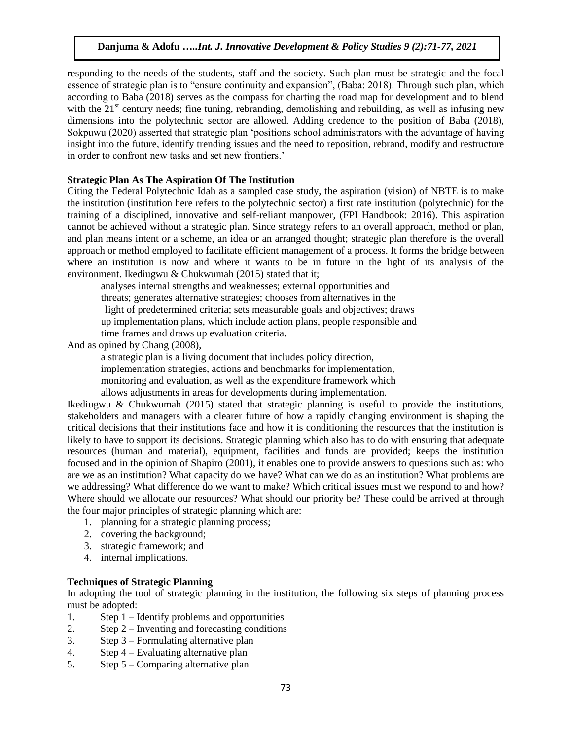responding to the needs of the students, staff and the society. Such plan must be strategic and the focal essence of strategic plan is to "ensure continuity and expansion", (Baba: 2018). Through such plan, which according to Baba (2018) serves as the compass for charting the road map for development and to blend with the 21st century needs; fine tuning, rebranding, demolishing and rebuilding, as well as infusing new dimensions into the polytechnic sector are allowed. Adding credence to the position of Baba (2018), Sokpuwu (2020) asserted that strategic plan 'positions school administrators with the advantage of having insight into the future, identify trending issues and the need to reposition, rebrand, modify and restructure in order to confront new tasks and set new frontiers.'

**Strategic Plan As The Aspiration Of The Institution**

Citing the Federal Polytechnic Idah as a sampled case study, the aspiration (vision) of NBTE is to make the institution (institution here refers to the polytechnic sector) a first rate institution (polytechnic) for the training of a disciplined, innovative and self-reliant manpower, (FPI Handbook: 2016). This aspiration cannot be achieved without a strategic plan. Since strategy refers to an overall approach, method or plan, and plan means intent or a scheme, an idea or an arranged thought; strategic plan therefore is the overall approach or method employed to facilitate efficient management of a process. It forms the bridge between where an institution is now and where it wants to be in future in the light of its analysis of the environment. Ikediugwu & Chukwumah (2015) stated that it;

> analyses internal strengths and weaknesses; external opportunities and threats; generates alternative strategies; chooses from alternatives in the light of predetermined criteria; sets measurable goals and objectives; draws up implementation plans, which include action plans, people responsible and time frames and draws up evaluation criteria.

And as opined by Chang (2008),

> a strategic plan is a living document that includes policy direction, implementation strategies, actions and benchmarks for implementation, monitoring and evaluation, as well as the expenditure framework which allows adjustments in areas for developments during implementation.

Ikediugwu & Chukwumah (2015) stated that strategic planning is useful to provide the institutions, stakeholders and managers with a clearer future of how a rapidly changing environment is shaping the critical decisions that their institutions face and how it is conditioning the resources that the institution is likely to have to support its decisions. Strategic planning which also has to do with ensuring that adequate resources (human and material), equipment, facilities and funds are provided; keeps the institution focused and in the opinion of Shapiro (2001), it enables one to provide answers to questions such as: who are we as an institution? What capacity do we have? What can we do as an institution? What problems are we addressing? What difference do we want to make? Which critical issues must we respond to and how? Where should we allocate our resources? What should our priority be? These could be arrived at through the four major principles of strategic planning which are:

1. planning for a strategic planning process;
2. covering the background;
3. strategic framework; and
4. internal implications.

**Techniques of Strategic Planning**

In adopting the tool of strategic planning in the institution, the following six steps of planning process must be adopted:

1. Step 1 – Identify problems and opportunities
2. Step 2 – Inventing and forecasting conditions
3. Step 3 – Formulating alternative plan
4. Step 4 – Evaluating alternative plan
5. Step 5 – Comparing alternative plan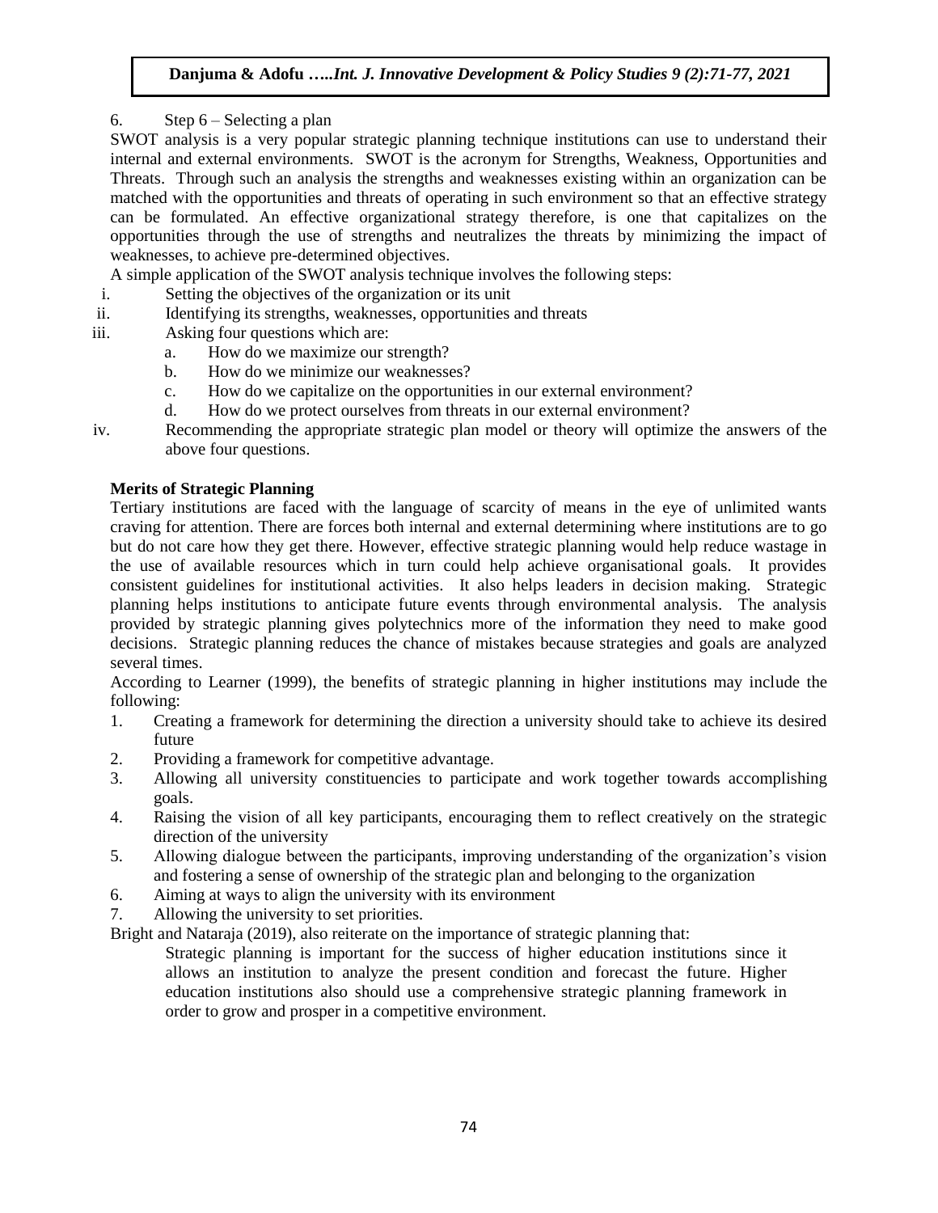6. Step 6 – Selecting a plan

SWOT analysis is a very popular strategic planning technique institutions can use to understand their internal and external environments. SWOT is the acronym for Strengths, Weakness, Opportunities and Threats. Through such an analysis the strengths and weaknesses existing within an organization can be matched with the opportunities and threats of operating in such environment so that an effective strategy can be formulated. An effective organizational strategy therefore, is one that capitalizes on the opportunities through the use of strengths and neutralizes the threats by minimizing the impact of weaknesses, to achieve pre-determined objectives.

A simple application of the SWOT analysis technique involves the following steps:

i. Setting the objectives of the organization or its unit
ii. Identifying its strengths, weaknesses, opportunities and threats
iii. Asking four questions which are:
    a. How do we maximize our strength?
    b. How do we minimize our weaknesses?
    c. How do we capitalize on the opportunities in our external environment?
    d. How do we protect ourselves from threats in our external environment?
iv. Recommending the appropriate strategic plan model or theory will optimize the answers of the above four questions.

**Merits of Strategic Planning**

Tertiary institutions are faced with the language of scarcity of means in the eye of unlimited wants craving for attention. There are forces both internal and external determining where institutions are to go but do not care how they get there. However, effective strategic planning would help reduce wastage in the use of available resources which in turn could help achieve organisational goals. It provides consistent guidelines for institutional activities. It also helps leaders in decision making. Strategic planning helps institutions to anticipate future events through environmental analysis. The analysis provided by strategic planning gives polytechnics more of the information they need to make good decisions. Strategic planning reduces the chance of mistakes because strategies and goals are analyzed several times.

According to Learner (1999), the benefits of strategic planning in higher institutions may include the following:

1. Creating a framework for determining the direction a university should take to achieve its desired future
2. Providing a framework for competitive advantage.
3. Allowing all university constituencies to participate and work together towards accomplishing goals.
4. Raising the vision of all key participants, encouraging them to reflect creatively on the strategic direction of the university
5. Allowing dialogue between the participants, improving understanding of the organization's vision and fostering a sense of ownership of the strategic plan and belonging to the organization
6. Aiming at ways to align the university with its environment
7. Allowing the university to set priorities.

Bright and Nataraja (2019), also reiterate on the importance of strategic planning that:

> Strategic planning is important for the success of higher education institutions since it allows an institution to analyze the present condition and forecast the future. Higher education institutions also should use a comprehensive strategic planning framework in order to grow and prosper in a competitive environment.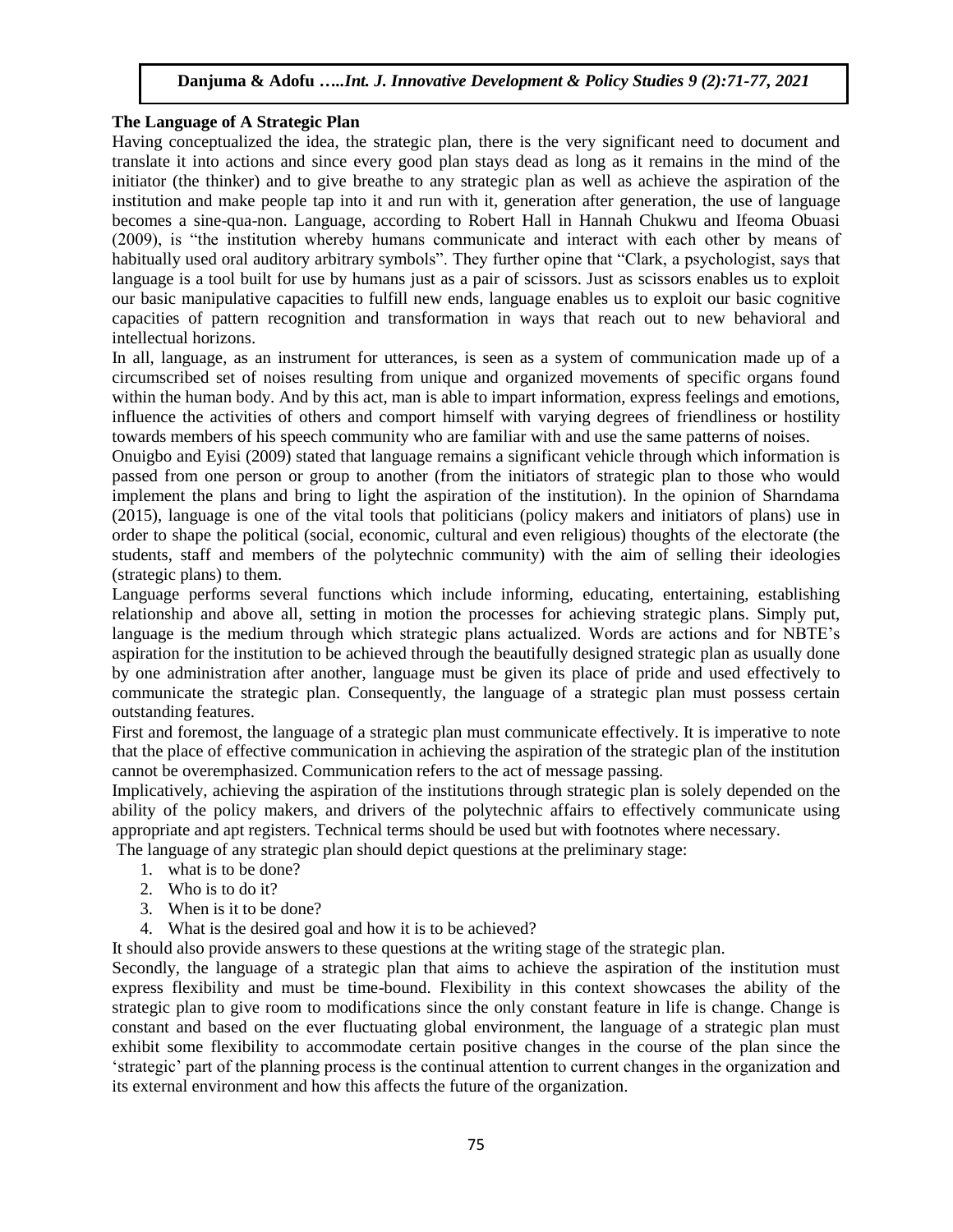### The Language of A Strategic Plan

Having conceptualized the idea, the strategic plan, there is the very significant need to document and translate it into actions and since every good plan stays dead as long as it remains in the mind of the initiator (the thinker) and to give breathe to any strategic plan as well as achieve the aspiration of the institution and make people tap into it and run with it, generation after generation, the use of language becomes a sine-qua-non. Language, according to Robert Hall in Hannah Chukwu and Ifeoma Obuasi (2009), is "the institution whereby humans communicate and interact with each other by means of habitually used oral auditory arbitrary symbols". They further opine that "Clark, a psychologist, says that language is a tool built for use by humans just as a pair of scissors. Just as scissors enables us to exploit our basic manipulative capacities to fulfill new ends, language enables us to exploit our basic cognitive capacities of pattern recognition and transformation in ways that reach out to new behavioral and intellectual horizons.

In all, language, as an instrument for utterances, is seen as a system of communication made up of a circumscribed set of noises resulting from unique and organized movements of specific organs found within the human body. And by this act, man is able to impart information, express feelings and emotions, influence the activities of others and comport himself with varying degrees of friendliness or hostility towards members of his speech community who are familiar with and use the same patterns of noises.

Onuigbo and Eyisi (2009) stated that language remains a significant vehicle through which information is passed from one person or group to another (from the initiators of strategic plan to those who would implement the plans and bring to light the aspiration of the institution). In the opinion of Sharndama (2015), language is one of the vital tools that politicians (policy makers and initiators of plans) use in order to shape the political (social, economic, cultural and even religious) thoughts of the electorate (the students, staff and members of the polytechnic community) with the aim of selling their ideologies (strategic plans) to them.

Language performs several functions which include informing, educating, entertaining, establishing relationship and above all, setting in motion the processes for achieving strategic plans. Simply put, language is the medium through which strategic plans actualized. Words are actions and for NBTE's aspiration for the institution to be achieved through the beautifully designed strategic plan as usually done by one administration after another, language must be given its place of pride and used effectively to communicate the strategic plan. Consequently, the language of a strategic plan must possess certain outstanding features.

First and foremost, the language of a strategic plan must communicate effectively. It is imperative to note that the place of effective communication in achieving the aspiration of the strategic plan of the institution cannot be overemphasized. Communication refers to the act of message passing.

Implicatively, achieving the aspiration of the institutions through strategic plan is solely depended on the ability of the policy makers, and drivers of the polytechnic affairs to effectively communicate using appropriate and apt registers. Technical terms should be used but with footnotes where necessary.

The language of any strategic plan should depict questions at the preliminary stage:

1. what is to be done?
2. Who is to do it?
3. When is it to be done?
4. What is the desired goal and how it is to be achieved?

It should also provide answers to these questions at the writing stage of the strategic plan.

Secondly, the language of a strategic plan that aims to achieve the aspiration of the institution must express flexibility and must be time-bound. Flexibility in this context showcases the ability of the strategic plan to give room to modifications since the only constant feature in life is change. Change is constant and based on the ever fluctuating global environment, the language of a strategic plan must exhibit some flexibility to accommodate certain positive changes in the course of the plan since the 'strategic' part of the planning process is the continual attention to current changes in the organization and its external environment and how this affects the future of the organization.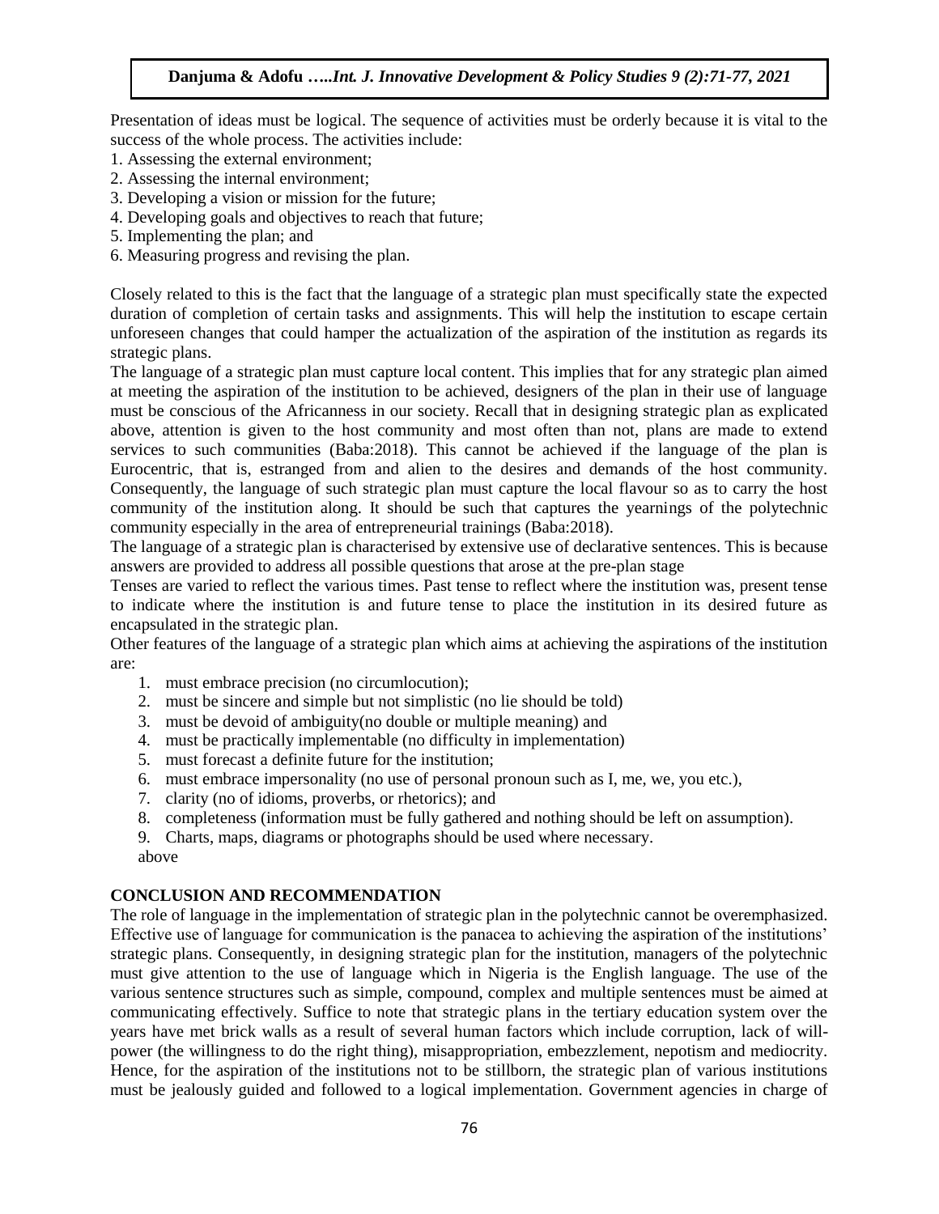Presentation of ideas must be logical. The sequence of activities must be orderly because it is vital to the success of the whole process. The activities include:

1. Assessing the external environment;
2. Assessing the internal environment;
3. Developing a vision or mission for the future;
4. Developing goals and objectives to reach that future;
5. Implementing the plan; and
6. Measuring progress and revising the plan.

Closely related to this is the fact that the language of a strategic plan must specifically state the expected duration of completion of certain tasks and assignments. This will help the institution to escape certain unforeseen changes that could hamper the actualization of the aspiration of the institution as regards its strategic plans.

The language of a strategic plan must capture local content. This implies that for any strategic plan aimed at meeting the aspiration of the institution to be achieved, designers of the plan in their use of language must be conscious of the Africanness in our society. Recall that in designing strategic plan as explicated above, attention is given to the host community and most often than not, plans are made to extend services to such communities (Baba:2018). This cannot be achieved if the language of the plan is Eurocentric, that is, estranged from and alien to the desires and demands of the host community. Consequently, the language of such strategic plan must capture the local flavour so as to carry the host community of the institution along. It should be such that captures the yearnings of the polytechnic community especially in the area of entrepreneurial trainings (Baba:2018).

The language of a strategic plan is characterised by extensive use of declarative sentences. This is because answers are provided to address all possible questions that arose at the pre-plan stage

Tenses are varied to reflect the various times. Past tense to reflect where the institution was, present tense to indicate where the institution is and future tense to place the institution in its desired future as encapsulated in the strategic plan.

Other features of the language of a strategic plan which aims at achieving the aspirations of the institution are:

1. must embrace precision (no circumlocution);
2. must be sincere and simple but not simplistic (no lie should be told)
3. must be devoid of ambiguity(no double or multiple meaning) and
4. must be practically implementable (no difficulty in implementation)
5. must forecast a definite future for the institution;
6. must embrace impersonality (no use of personal pronoun such as I, me, we, you etc.),
7. clarity (no of idioms, proverbs, or rhetorics); and
8. completeness (information must be fully gathered and nothing should be left on assumption).
9. Charts, maps, diagrams or photographs should be used where necessary.

above

## CONCLUSION AND RECOMMENDATION

The role of language in the implementation of strategic plan in the polytechnic cannot be overemphasized. Effective use of language for communication is the panacea to achieving the aspiration of the institutions' strategic plans. Consequently, in designing strategic plan for the institution, managers of the polytechnic must give attention to the use of language which in Nigeria is the English language. The use of the various sentence structures such as simple, compound, complex and multiple sentences must be aimed at communicating effectively. Suffice to note that strategic plans in the tertiary education system over the years have met brick walls as a result of several human factors which include corruption, lack of will-power (the willingness to do the right thing), misappropriation, embezzlement, nepotism and mediocrity. Hence, for the aspiration of the institutions not to be stillborn, the strategic plan of various institutions must be jealously guided and followed to a logical implementation. Government agencies in charge of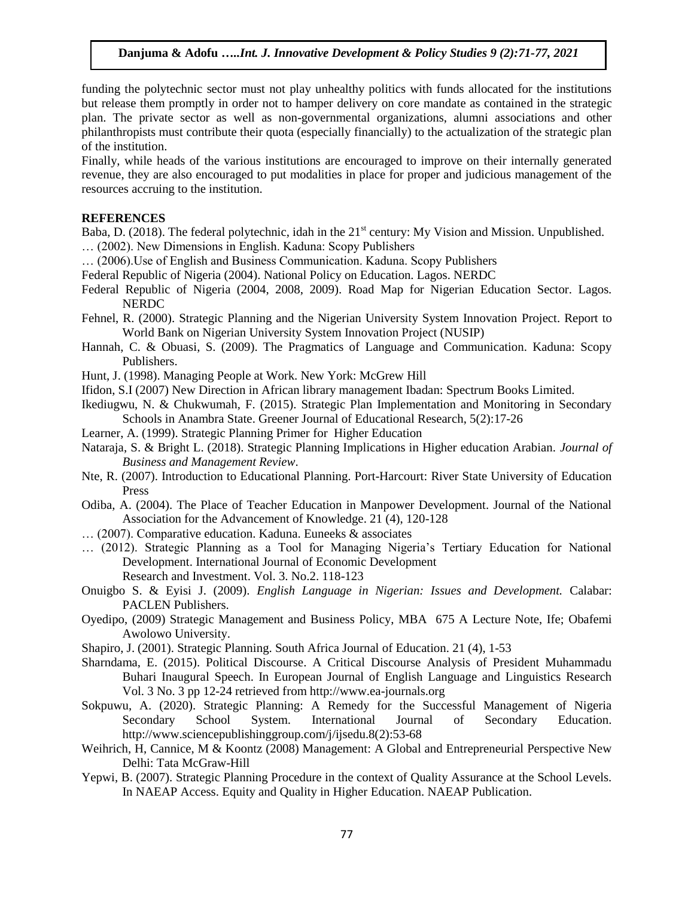funding the polytechnic sector must not play unhealthy politics with funds allocated for the institutions but release them promptly in order not to hamper delivery on core mandate as contained in the strategic plan. The private sector as well as non-governmental organizations, alumni associations and other philanthropists must contribute their quota (especially financially) to the actualization of the strategic plan of the institution.

Finally, while heads of the various institutions are encouraged to improve on their internally generated revenue, they are also encouraged to put modalities in place for proper and judicious management of the resources accruing to the institution.

## REFERENCES

Baba, D. (2018). The federal polytechnic, idah in the 21st century: My Vision and Mission. Unpublished.

… (2002). New Dimensions in English. Kaduna: Scopy Publishers

… (2006).Use of English and Business Communication. Kaduna. Scopy Publishers

Federal Republic of Nigeria (2004). National Policy on Education. Lagos. NERDC

Federal Republic of Nigeria (2004, 2008, 2009). Road Map for Nigerian Education Sector. Lagos. NERDC

Fehnel, R. (2000). Strategic Planning and the Nigerian University System Innovation Project. Report to World Bank on Nigerian University System Innovation Project (NUSIP)

Hannah, C. & Obuasi, S. (2009). The Pragmatics of Language and Communication. Kaduna: Scopy Publishers.

Hunt, J. (1998). Managing People at Work. New York: McGrew Hill

Ifidon, S.I (2007) New Direction in African library management Ibadan: Spectrum Books Limited.

Ikediugwu, N. & Chukwumah, F. (2015). Strategic Plan Implementation and Monitoring in Secondary Schools in Anambra State. Greener Journal of Educational Research, 5(2):17-26

Learner, A. (1999). Strategic Planning Primer for Higher Education

Nataraja, S. & Bright L. (2018). Strategic Planning Implications in Higher education Arabian. *Journal of Business and Management Review*.

Nte, R. (2007). Introduction to Educational Planning. Port-Harcourt: River State University of Education Press

Odiba, A. (2004). The Place of Teacher Education in Manpower Development. Journal of the National Association for the Advancement of Knowledge. 21 (4), 120-128

… (2007). Comparative education. Kaduna. Euneeks & associates

… (2012). Strategic Planning as a Tool for Managing Nigeria's Tertiary Education for National Development. International Journal of Economic Development Research and Investment. Vol. 3. No.2. 118-123

Onuigbo S. & Eyisi J. (2009). *English Language in Nigerian: Issues and Development.* Calabar: PACLEN Publishers.

Oyedipo, (2009) Strategic Management and Business Policy, MBA 675 A Lecture Note, Ife; Obafemi Awolowo University.

Shapiro, J. (2001). Strategic Planning. South Africa Journal of Education. 21 (4), 1-53

Sharndama, E. (2015). Political Discourse. A Critical Discourse Analysis of President Muhammadu Buhari Inaugural Speech. In European Journal of English Language and Linguistics Research Vol. 3 No. 3 pp 12-24 retrieved from http://www.ea-journals.org

Sokpuwu, A. (2020). Strategic Planning: A Remedy for the Successful Management of Nigeria Secondary School System. International Journal of Secondary Education. http://www.sciencepublishinggroup.com/j/ijsedu.8(2):53-68

Weihrich, H, Cannice, M & Koontz (2008) Management: A Global and Entrepreneurial Perspective New Delhi: Tata McGraw-Hill

Yepwi, B. (2007). Strategic Planning Procedure in the context of Quality Assurance at the School Levels. In NAEAP Access. Equity and Quality in Higher Education. NAEAP Publication.